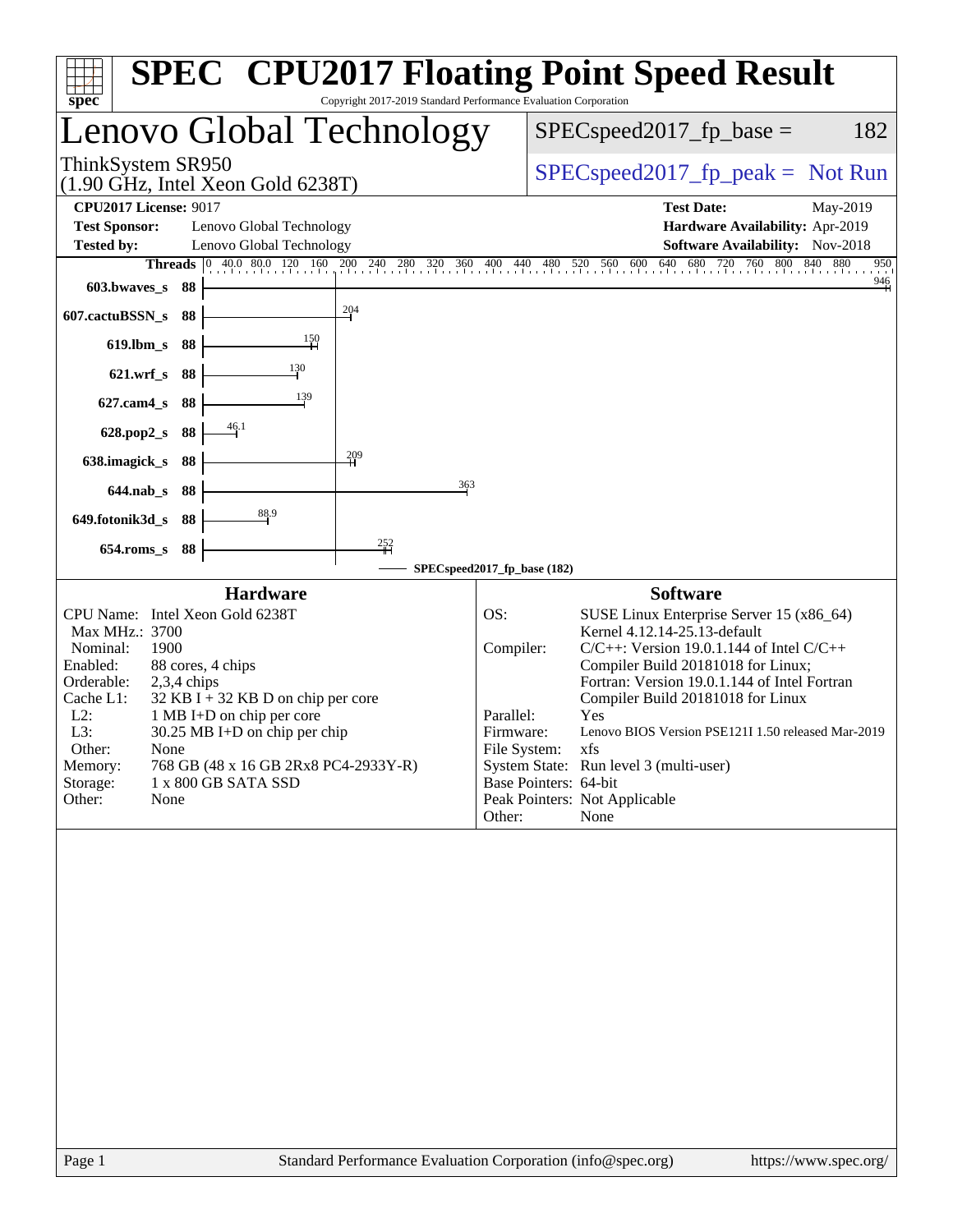# SPEC CPU2017 Floating Point Speed Result

Copyright 2017-2019 Standard Performance Evaluation Corporation

## Lenovo Global Technology

ThinkSystem SR950
(1.90 GHz, Intel Xeon Gold 6238T)

SPECspeed2017_fp_base = 182

SPECspeed2017_fp_peak = Not Run

**CPU2017 License:** 9017
**Test Sponsor:** Lenovo Global Technology
**Tested by:** Lenovo Global Technology

**Test Date:** May-2019
**Hardware Availability:** Apr-2019
**Software Availability:** Nov-2018

| Benchmark | Threads | SPECspeed2017_fp_base |
|---|---|---|
| 603.bwaves_s | 88 | 946 |
| 607.cactuBSSN_s | 88 | 204 |
| 619.lbm_s | 88 | 150 |
| 621.wrf_s | 88 | 130 |
| 627.cam4_s | 88 | 139 |
| 628.pop2_s | 88 | 46.1 |
| 638.imagick_s | 88 | 209 |
| 644.nab_s | 88 | 363 |
| 649.fotonik3d_s | 88 | 88.9 |
| 654.roms_s | 88 | 252 |

SPECspeed2017_fp_base (182)

### Hardware

| | |
|---|---|
| CPU Name: | Intel Xeon Gold 6238T |
| Max MHz.: | 3700 |
| Nominal: | 1900 |
| Enabled: | 88 cores, 4 chips |
| Orderable: | 2,3,4 chips |
| Cache L1: | 32 KB I + 32 KB D on chip per core |
| L2: | 1 MB I+D on chip per core |
| L3: | 30.25 MB I+D on chip per chip |
| Other: | None |
| Memory: | 768 GB (48 x 16 GB 2Rx8 PC4-2933Y-R) |
| Storage: | 1 x 800 GB SATA SSD |
| Other: | None |

### Software

| | |
|---|---|
| OS: | SUSE Linux Enterprise Server 15 (x86_64) Kernel 4.12.14-25.13-default |
| Compiler: | C/C++: Version 19.0.1.144 of Intel C/C++ Compiler Build 20181018 for Linux; Fortran: Version 19.0.1.144 of Intel Fortran Compiler Build 20181018 for Linux |
| Parallel: | Yes |
| Firmware: | Lenovo BIOS Version PSE121I 1.50 released Mar-2019 |
| File System: | xfs |
| System State: | Run level 3 (multi-user) |
| Base Pointers: | 64-bit |
| Peak Pointers: | Not Applicable |
| Other: | None |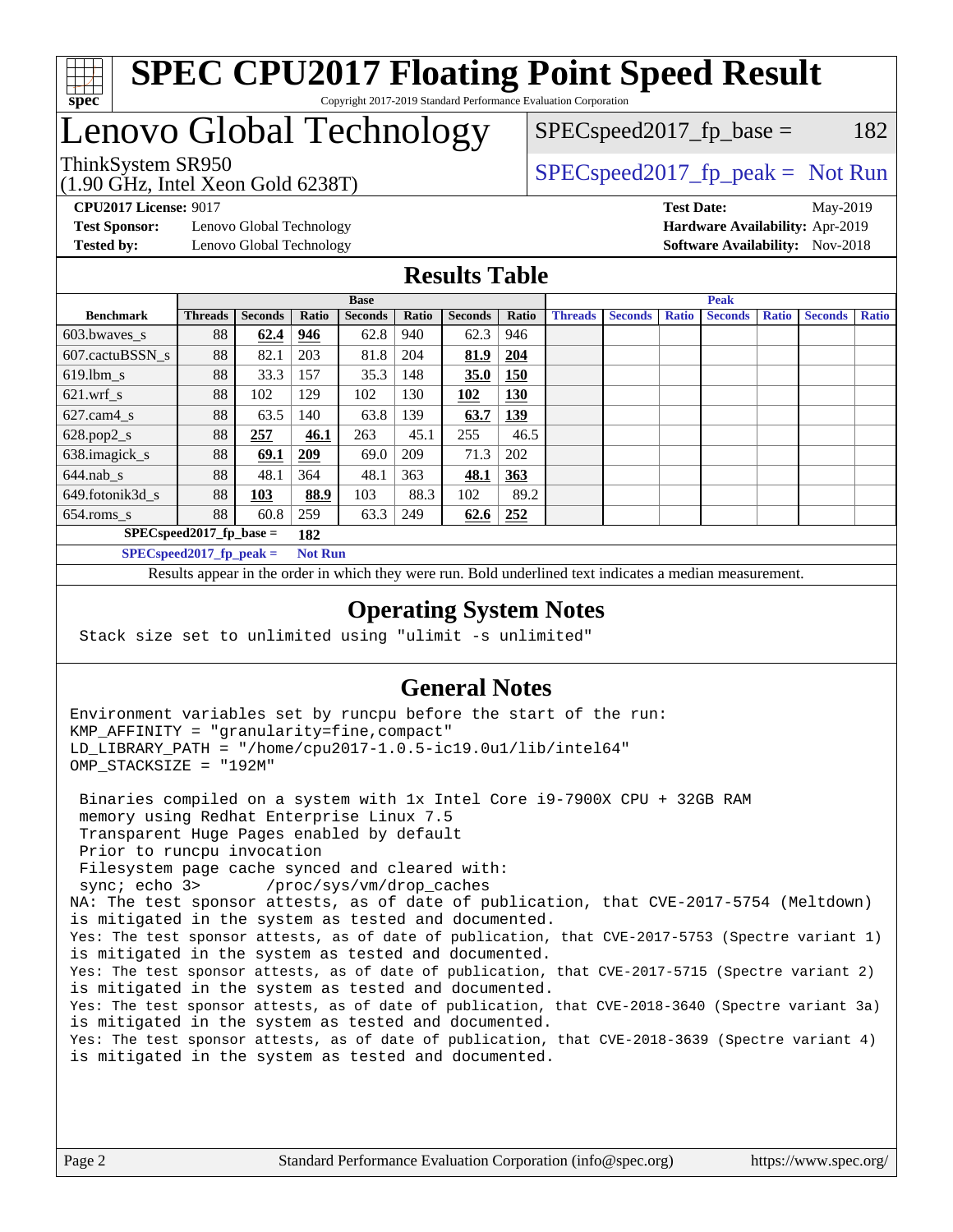# SPEC CPU2017 Floating Point Speed Result

Copyright 2017-2019 Standard Performance Evaluation Corporation

# Lenovo Global Technology

ThinkSystem SR950
(1.90 GHz, Intel Xeon Gold 6238T)

SPECspeed2017_fp_base = 182

SPECspeed2017_fp_peak = Not Run

**CPU2017 License:** 9017
**Test Sponsor:** Lenovo Global Technology
**Tested by:** Lenovo Global Technology

**Test Date:** May-2019
**Hardware Availability:** Apr-2019
**Software Availability:** Nov-2018

## Results Table

| | Base | | | | | | | Peak | | | | | | |
|---|---|---|---|---|---|---|---|---|---|---|---|---|---|---|
| **Benchmark** | **Threads** | **Seconds** | **Ratio** | **Seconds** | **Ratio** | **Seconds** | **Ratio** | **Threads** | **Seconds** | **Ratio** | **Seconds** | **Ratio** | **Seconds** | **Ratio** |
| 603.bwaves_s | 88 | **62.4** | **946** | 62.8 | 940 | 62.3 | 946 | | | | | | | |
| 607.cactuBSSN_s | 88 | 82.1 | 203 | 81.8 | 204 | **81.9** | **204** | | | | | | | |
| 619.lbm_s | 88 | 33.3 | 157 | 35.3 | 148 | **35.0** | **150** | | | | | | | |
| 621.wrf_s | 88 | 102 | 129 | 102 | 130 | **102** | **130** | | | | | | | |
| 627.cam4_s | 88 | 63.5 | 140 | 63.8 | 139 | **63.7** | **139** | | | | | | | |
| 628.pop2_s | 88 | **257** | **46.1** | 263 | 45.1 | 255 | 46.5 | | | | | | | |
| 638.imagick_s | 88 | **69.1** | **209** | 69.0 | 209 | 71.3 | 202 | | | | | | | |
| 644.nab_s | 88 | 48.1 | 364 | 48.1 | 363 | **48.1** | **363** | | | | | | | |
| 649.fotonik3d_s | 88 | **103** | **88.9** | 103 | 88.3 | 102 | 89.2 | | | | | | | |
| 654.roms_s | 88 | 60.8 | 259 | 63.3 | 249 | **62.6** | **252** | | | | | | | |

**SPECspeed2017_fp_base = 182**

**SPECspeed2017_fp_peak = Not Run**

Results appear in the order in which they were run. Bold underlined text indicates a median measurement.

## Operating System Notes

```
Stack size set to unlimited using "ulimit -s unlimited"
```

## General Notes

```
Environment variables set by runcpu before the start of the run:
KMP_AFFINITY = "granularity=fine,compact"
LD_LIBRARY_PATH = "/home/cpu2017-1.0.5-ic19.0u1/lib/intel64"
OMP_STACKSIZE = "192M"

 Binaries compiled on a system with 1x Intel Core i9-7900X CPU + 32GB RAM
 memory using Redhat Enterprise Linux 7.5
 Transparent Huge Pages enabled by default
 Prior to runcpu invocation
 Filesystem page cache synced and cleared with:
 sync; echo 3>       /proc/sys/vm/drop_caches
NA: The test sponsor attests, as of date of publication, that CVE-2017-5754 (Meltdown)
is mitigated in the system as tested and documented.
Yes: The test sponsor attests, as of date of publication, that CVE-2017-5753 (Spectre variant 1)
is mitigated in the system as tested and documented.
Yes: The test sponsor attests, as of date of publication, that CVE-2017-5715 (Spectre variant 2)
is mitigated in the system as tested and documented.
Yes: The test sponsor attests, as of date of publication, that CVE-2018-3640 (Spectre variant 3a)
is mitigated in the system as tested and documented.
Yes: The test sponsor attests, as of date of publication, that CVE-2018-3639 (Spectre variant 4)
is mitigated in the system as tested and documented.
```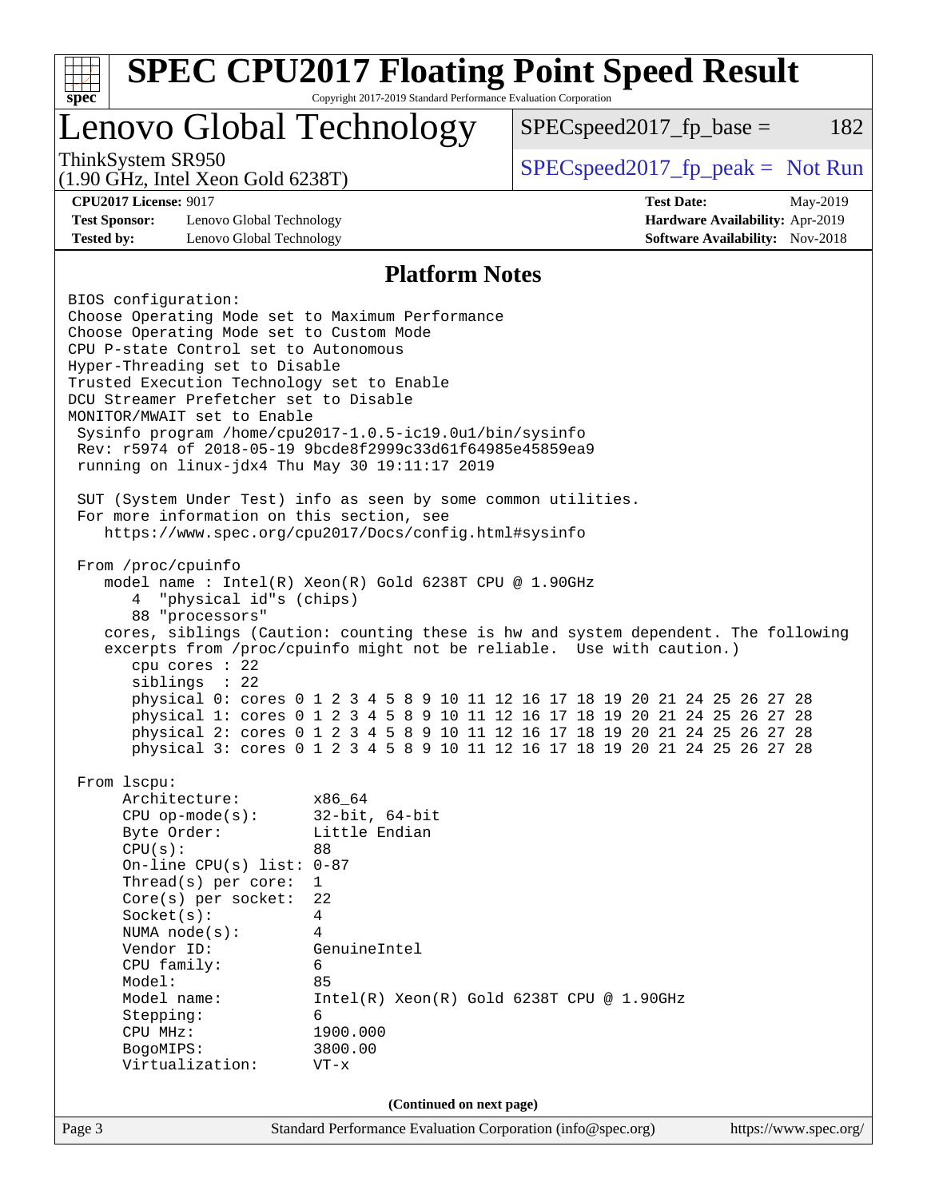# SPEC CPU2017 Floating Point Speed Result

Copyright 2017-2019 Standard Performance Evaluation Corporation

## Lenovo Global Technology

ThinkSystem SR950
(1.90 GHz, Intel Xeon Gold 6238T)

SPECspeed2017_fp_base = 182

SPECspeed2017_fp_peak = Not Run

**CPU2017 License:** 9017
**Test Sponsor:** Lenovo Global Technology
**Tested by:** Lenovo Global Technology

**Test Date:** May-2019
**Hardware Availability:** Apr-2019
**Software Availability:** Nov-2018

### Platform Notes

```
BIOS configuration:
Choose Operating Mode set to Maximum Performance
Choose Operating Mode set to Custom Mode
CPU P-state Control set to Autonomous
Hyper-Threading set to Disable
Trusted Execution Technology set to Enable
DCU Streamer Prefetcher set to Disable
MONITOR/MWAIT set to Enable
 Sysinfo program /home/cpu2017-1.0.5-ic19.0u1/bin/sysinfo
 Rev: r5974 of 2018-05-19 9bcde8f2999c33d61f64985e45859ea9
 running on linux-jdx4 Thu May 30 19:11:17 2019

 SUT (System Under Test) info as seen by some common utilities.
 For more information on this section, see
    https://www.spec.org/cpu2017/Docs/config.html#sysinfo

 From /proc/cpuinfo
    model name : Intel(R) Xeon(R) Gold 6238T CPU @ 1.90GHz
       4  "physical id"s (chips)
       88 "processors"
    cores, siblings (Caution: counting these is hw and system dependent. The following
    excerpts from /proc/cpuinfo might not be reliable.  Use with caution.)
       cpu cores : 22
       siblings  : 22
       physical 0: cores 0 1 2 3 4 5 8 9 10 11 12 16 17 18 19 20 21 24 25 26 27 28
       physical 1: cores 0 1 2 3 4 5 8 9 10 11 12 16 17 18 19 20 21 24 25 26 27 28
       physical 2: cores 0 1 2 3 4 5 8 9 10 11 12 16 17 18 19 20 21 24 25 26 27 28
       physical 3: cores 0 1 2 3 4 5 8 9 10 11 12 16 17 18 19 20 21 24 25 26 27 28

 From lscpu:
      Architecture:        x86_64
      CPU op-mode(s):      32-bit, 64-bit
      Byte Order:          Little Endian
      CPU(s):              88
      On-line CPU(s) list: 0-87
      Thread(s) per core:  1
      Core(s) per socket:  22
      Socket(s):           4
      NUMA node(s):        4
      Vendor ID:           GenuineIntel
      CPU family:          6
      Model:               85
      Model name:          Intel(R) Xeon(R) Gold 6238T CPU @ 1.90GHz
      Stepping:            6
      CPU MHz:             1900.000
      BogoMIPS:            3800.00
      Virtualization:      VT-x
```

**(Continued on next page)**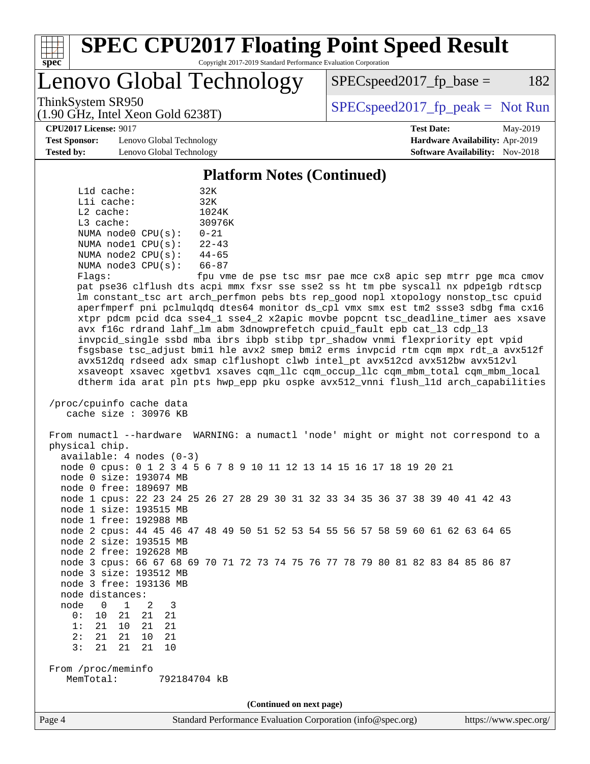## Platform Notes (Continued)

```
      L1d cache:           32K
      L1i cache:           32K
      L2 cache:            1024K
      L3 cache:            30976K
      NUMA node0 CPU(s):   0-21
      NUMA node1 CPU(s):   22-43
      NUMA node2 CPU(s):   44-65
      NUMA node3 CPU(s):   66-87
      Flags:               fpu vme de pse tsc msr pae mce cx8 apic sep mtrr pge mca cmov
      pat pse36 clflush dts acpi mmx fxsr sse sse2 ss ht tm pbe syscall nx pdpe1gb rdtscp
      lm constant_tsc art arch_perfmon pebs bts rep_good nopl xtopology nonstop_tsc cpuid
      aperfmperf pni pclmulqdq dtes64 monitor ds_cpl vmx smx est tm2 ssse3 sdbg fma cx16
      xtpr pdcm pcid dca sse4_1 sse4_2 x2apic movbe popcnt tsc_deadline_timer aes xsave
      avx f16c rdrand lahf_lm abm 3dnowprefetch cpuid_fault epb cat_l3 cdp_l3
      invpcid_single ssbd mba ibrs ibpb stibp tpr_shadow vnmi flexpriority ept vpid
      fsgsbase tsc_adjust bmi1 hle avx2 smep bmi2 erms invpcid rtm cqm mpx rdt_a avx512f
      avx512dq rdseed adx smap clflushopt clwb intel_pt avx512cd avx512bw avx512vl
      xsaveopt xsavec xgetbv1 xsaves cqm_llc cqm_occup_llc cqm_mbm_total cqm_mbm_local
      dtherm ida arat pln pts hwp_epp pku ospke avx512_vnni flush_l1d arch_capabilities

 /proc/cpuinfo cache data
    cache size : 30976 KB

 From numactl --hardware  WARNING: a numactl 'node' might or might not correspond to a
 physical chip.
   available: 4 nodes (0-3)
   node 0 cpus: 0 1 2 3 4 5 6 7 8 9 10 11 12 13 14 15 16 17 18 19 20 21
   node 0 size: 193074 MB
   node 0 free: 189697 MB
   node 1 cpus: 22 23 24 25 26 27 28 29 30 31 32 33 34 35 36 37 38 39 40 41 42 43
   node 1 size: 193515 MB
   node 1 free: 192988 MB
   node 2 cpus: 44 45 46 47 48 49 50 51 52 53 54 55 56 57 58 59 60 61 62 63 64 65
   node 2 size: 193515 MB
   node 2 free: 192628 MB
   node 3 cpus: 66 67 68 69 70 71 72 73 74 75 76 77 78 79 80 81 82 83 84 85 86 87
   node 3 size: 193512 MB
   node 3 free: 193136 MB
   node distances:
   node   0   1   2   3
     0:  10  21  21  21
     1:  21  10  21  21
     2:  21  21  10  21
     3:  21  21  21  10

 From /proc/meminfo
    MemTotal:       792184704 kB
```

(Continued on next page)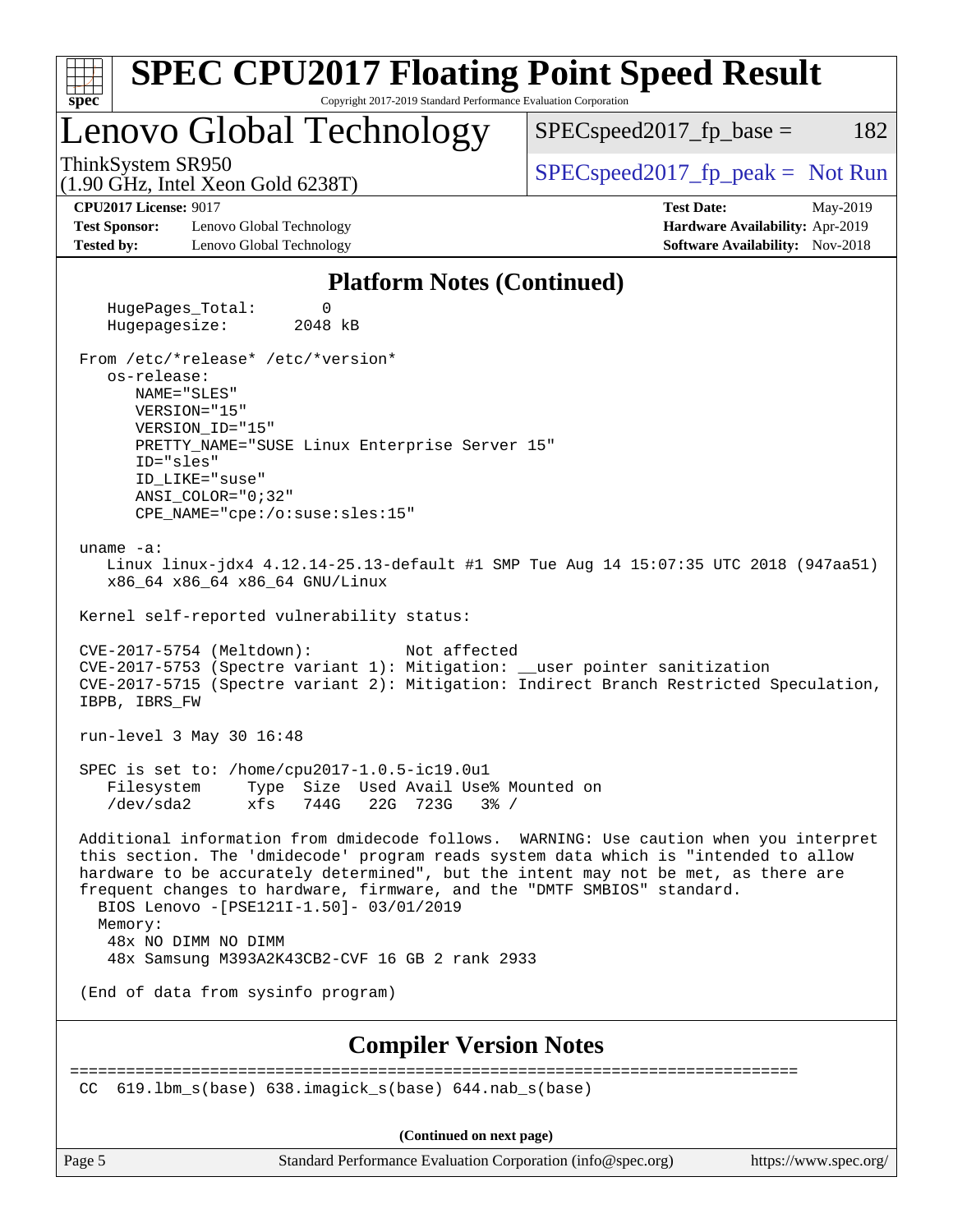## Platform Notes (Continued)

```
   HugePages_Total:       0
   Hugepagesize:       2048 kB

 From /etc/*release* /etc/*version*
    os-release:
       NAME="SLES"
       VERSION="15"
       VERSION_ID="15"
       PRETTY_NAME="SUSE Linux Enterprise Server 15"
       ID="sles"
       ID_LIKE="suse"
       ANSI_COLOR="0;32"
       CPE_NAME="cpe:/o:suse:sles:15"

 uname -a:
    Linux linux-jdx4 4.12.14-25.13-default #1 SMP Tue Aug 14 15:07:35 UTC 2018 (947aa51)
    x86_64 x86_64 x86_64 GNU/Linux

 Kernel self-reported vulnerability status:

 CVE-2017-5754 (Meltdown):          Not affected
 CVE-2017-5753 (Spectre variant 1): Mitigation: __user pointer sanitization
 CVE-2017-5715 (Spectre variant 2): Mitigation: Indirect Branch Restricted Speculation,
 IBPB, IBRS_FW

 run-level 3 May 30 16:48

 SPEC is set to: /home/cpu2017-1.0.5-ic19.0u1
    Filesystem     Type  Size  Used Avail Use% Mounted on
    /dev/sda2      xfs   744G   22G  723G   3% /

 Additional information from dmidecode follows.  WARNING: Use caution when you interpret
 this section. The 'dmidecode' program reads system data which is "intended to allow
 hardware to be accurately determined", but the intent may not be met, as there are
 frequent changes to hardware, firmware, and the "DMTF SMBIOS" standard.
   BIOS Lenovo -[PSE121I-1.50]- 03/01/2019
   Memory:
    48x NO DIMM NO DIMM
    48x Samsung M393A2K43CB2-CVF 16 GB 2 rank 2933

 (End of data from sysinfo program)
```

## Compiler Version Notes

```
==============================================================================
 CC  619.lbm_s(base) 638.imagick_s(base) 644.nab_s(base)
```

(Continued on next page)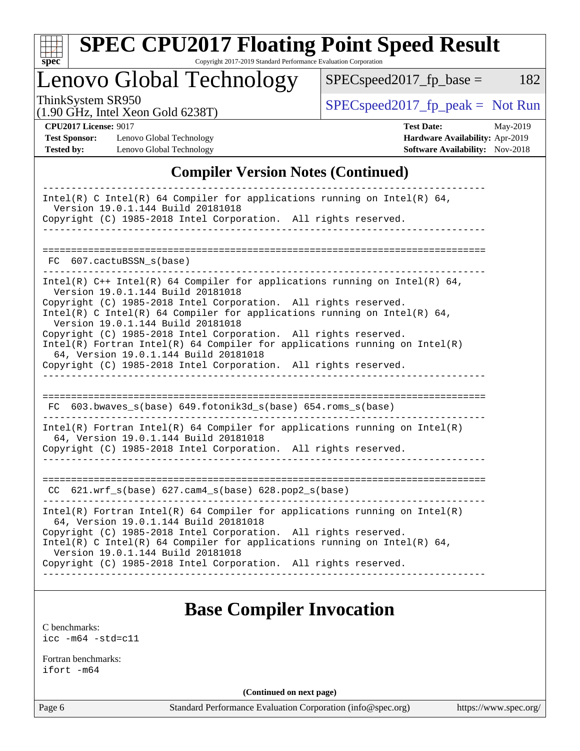# SPEC CPU2017 Floating Point Speed Result

Copyright 2017-2019 Standard Performance Evaluation Corporation

## Lenovo Global Technology

ThinkSystem SR950
(1.90 GHz, Intel Xeon Gold 6238T)

SPECspeed2017_fp_base = 182

SPECspeed2017_fp_peak = Not Run

**CPU2017 License:** 9017
**Test Sponsor:** Lenovo Global Technology
**Tested by:** Lenovo Global Technology

**Test Date:** May-2019
**Hardware Availability:** Apr-2019
**Software Availability:** Nov-2018

## Compiler Version Notes (Continued)

```
------------------------------------------------------------------------------
Intel(R) C Intel(R) 64 Compiler for applications running on Intel(R) 64,
  Version 19.0.1.144 Build 20181018
Copyright (C) 1985-2018 Intel Corporation.  All rights reserved.
------------------------------------------------------------------------------

==============================================================================
 FC  607.cactuBSSN_s(base)
------------------------------------------------------------------------------
Intel(R) C++ Intel(R) 64 Compiler for applications running on Intel(R) 64,
  Version 19.0.1.144 Build 20181018
Copyright (C) 1985-2018 Intel Corporation.  All rights reserved.
Intel(R) C Intel(R) 64 Compiler for applications running on Intel(R) 64,
  Version 19.0.1.144 Build 20181018
Copyright (C) 1985-2018 Intel Corporation.  All rights reserved.
Intel(R) Fortran Intel(R) 64 Compiler for applications running on Intel(R)
  64, Version 19.0.1.144 Build 20181018
Copyright (C) 1985-2018 Intel Corporation.  All rights reserved.
------------------------------------------------------------------------------

==============================================================================
 FC  603.bwaves_s(base) 649.fotonik3d_s(base) 654.roms_s(base)
------------------------------------------------------------------------------
Intel(R) Fortran Intel(R) 64 Compiler for applications running on Intel(R)
  64, Version 19.0.1.144 Build 20181018
Copyright (C) 1985-2018 Intel Corporation.  All rights reserved.
------------------------------------------------------------------------------

==============================================================================
 CC  621.wrf_s(base) 627.cam4_s(base) 628.pop2_s(base)
------------------------------------------------------------------------------
Intel(R) Fortran Intel(R) 64 Compiler for applications running on Intel(R)
  64, Version 19.0.1.144 Build 20181018
Copyright (C) 1985-2018 Intel Corporation.  All rights reserved.
Intel(R) C Intel(R) 64 Compiler for applications running on Intel(R) 64,
  Version 19.0.1.144 Build 20181018
Copyright (C) 1985-2018 Intel Corporation.  All rights reserved.
------------------------------------------------------------------------------
```

## Base Compiler Invocation

C benchmarks:
`icc -m64 -std=c11`

Fortran benchmarks:
`ifort -m64`

**(Continued on next page)**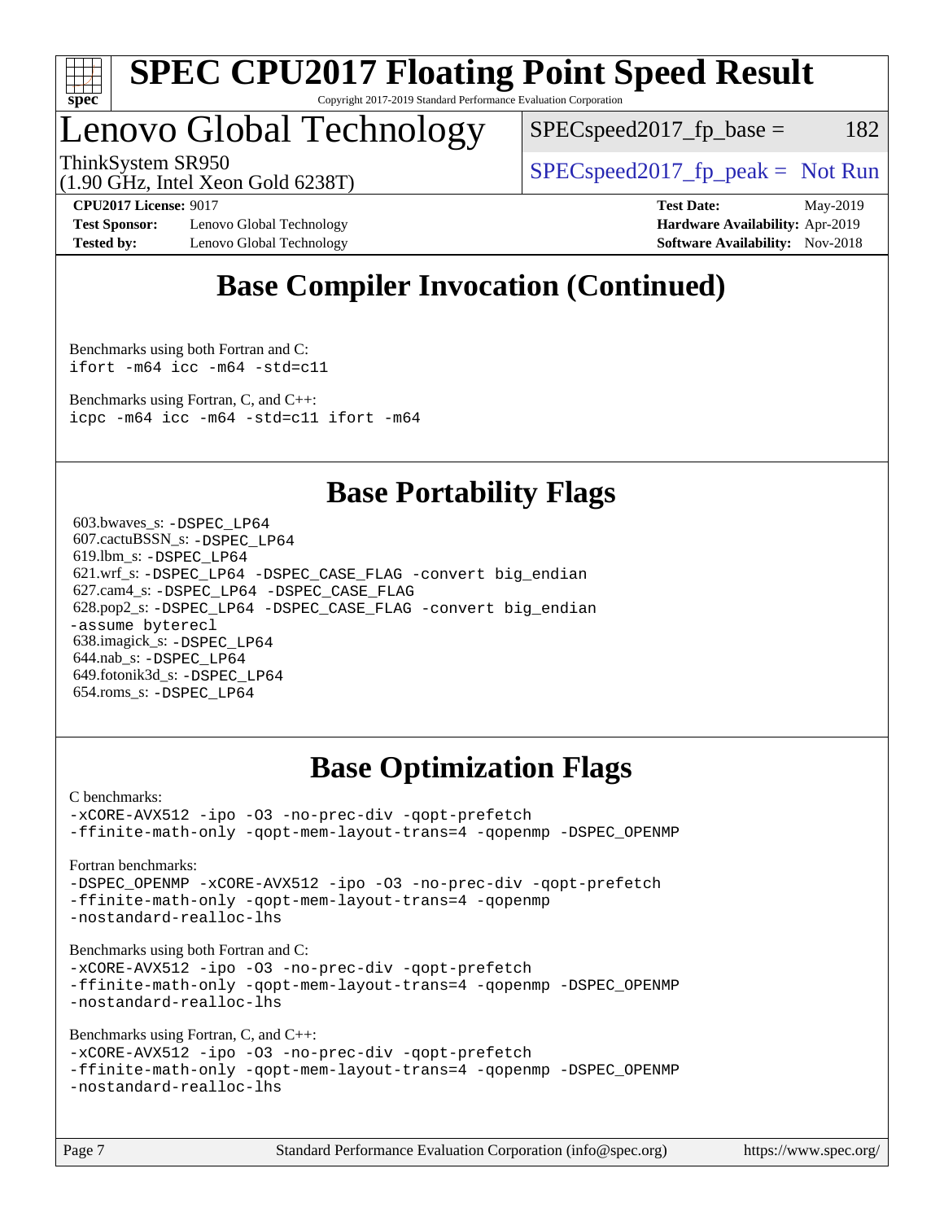# SPEC CPU2017 Floating Point Speed Result

Copyright 2017-2019 Standard Performance Evaluation Corporation

## Lenovo Global Technology

ThinkSystem SR950
(1.90 GHz, Intel Xeon Gold 6238T)

SPECspeed2017_fp_base = 182

SPECspeed2017_fp_peak = Not Run

**CPU2017 License:** 9017
**Test Sponsor:** Lenovo Global Technology
**Tested by:** Lenovo Global Technology

**Test Date:** May-2019
**Hardware Availability:** Apr-2019
**Software Availability:** Nov-2018

## Base Compiler Invocation (Continued)

Benchmarks using both Fortran and C:
```
ifort -m64 icc -m64 -std=c11
```

Benchmarks using Fortran, C, and C++:
```
icpc -m64 icc -m64 -std=c11 ifort -m64
```

## Base Portability Flags

603.bwaves_s: -DSPEC_LP64
607.cactuBSSN_s: -DSPEC_LP64
619.lbm_s: -DSPEC_LP64
621.wrf_s: -DSPEC_LP64 -DSPEC_CASE_FLAG -convert big_endian
627.cam4_s: -DSPEC_LP64 -DSPEC_CASE_FLAG
628.pop2_s: -DSPEC_LP64 -DSPEC_CASE_FLAG -convert big_endian -assume byterecl
638.imagick_s: -DSPEC_LP64
644.nab_s: -DSPEC_LP64
649.fotonik3d_s: -DSPEC_LP64
654.roms_s: -DSPEC_LP64

## Base Optimization Flags

C benchmarks:
```
-xCORE-AVX512 -ipo -O3 -no-prec-div -qopt-prefetch
-ffinite-math-only -qopt-mem-layout-trans=4 -qopenmp -DSPEC_OPENMP
```

Fortran benchmarks:
```
-DSPEC_OPENMP -xCORE-AVX512 -ipo -O3 -no-prec-div -qopt-prefetch
-ffinite-math-only -qopt-mem-layout-trans=4 -qopenmp
-nostandard-realloc-lhs
```

Benchmarks using both Fortran and C:
```
-xCORE-AVX512 -ipo -O3 -no-prec-div -qopt-prefetch
-ffinite-math-only -qopt-mem-layout-trans=4 -qopenmp -DSPEC_OPENMP
-nostandard-realloc-lhs
```

Benchmarks using Fortran, C, and C++:
```
-xCORE-AVX512 -ipo -O3 -no-prec-div -qopt-prefetch
-ffinite-math-only -qopt-mem-layout-trans=4 -qopenmp -DSPEC_OPENMP
-nostandard-realloc-lhs
```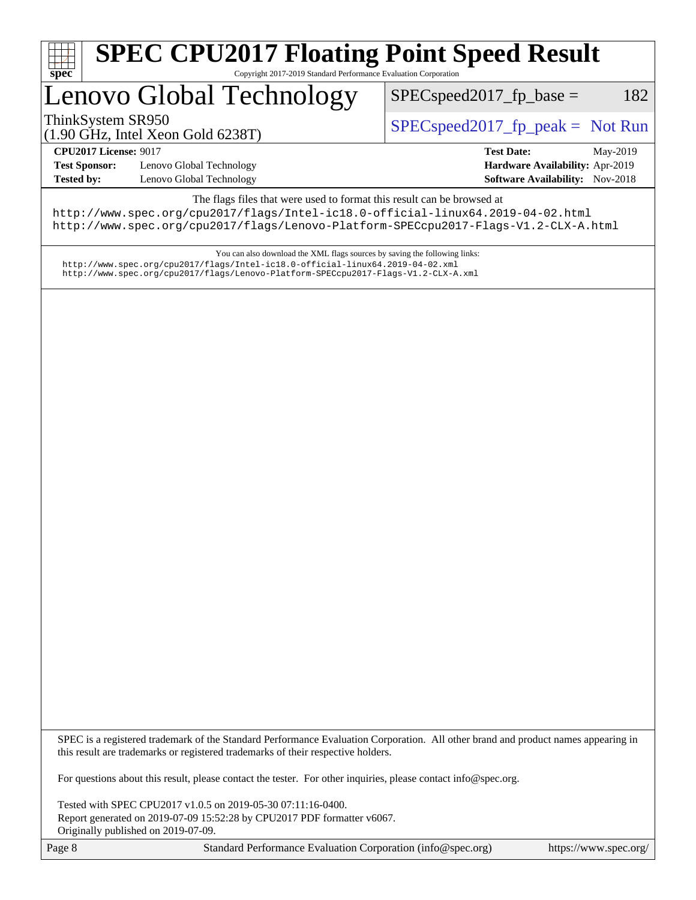# SPEC CPU2017 Floating Point Speed Result

Copyright 2017-2019 Standard Performance Evaluation Corporation

# Lenovo Global Technology

ThinkSystem SR950
(1.90 GHz, Intel Xeon Gold 6238T)

SPECspeed2017_fp_base = 182

SPECspeed2017_fp_peak = Not Run

**CPU2017 License:** 9017
**Test Sponsor:** Lenovo Global Technology
**Tested by:** Lenovo Global Technology

**Test Date:** May-2019
**Hardware Availability:** Apr-2019
**Software Availability:** Nov-2018

The flags files that were used to format this result can be browsed at

http://www.spec.org/cpu2017/flags/Intel-ic18.0-official-linux64.2019-04-02.html
http://www.spec.org/cpu2017/flags/Lenovo-Platform-SPECcpu2017-Flags-V1.2-CLX-A.html

You can also download the XML flags sources by saving the following links:

http://www.spec.org/cpu2017/flags/Intel-ic18.0-official-linux64.2019-04-02.xml
http://www.spec.org/cpu2017/flags/Lenovo-Platform-SPECcpu2017-Flags-V1.2-CLX-A.xml

SPEC is a registered trademark of the Standard Performance Evaluation Corporation. All other brand and product names appearing in this result are trademarks or registered trademarks of their respective holders.

For questions about this result, please contact the tester. For other inquiries, please contact info@spec.org.

Tested with SPEC CPU2017 v1.0.5 on 2019-05-30 07:11:16-0400.
Report generated on 2019-07-09 15:52:28 by CPU2017 PDF formatter v6067.
Originally published on 2019-07-09.